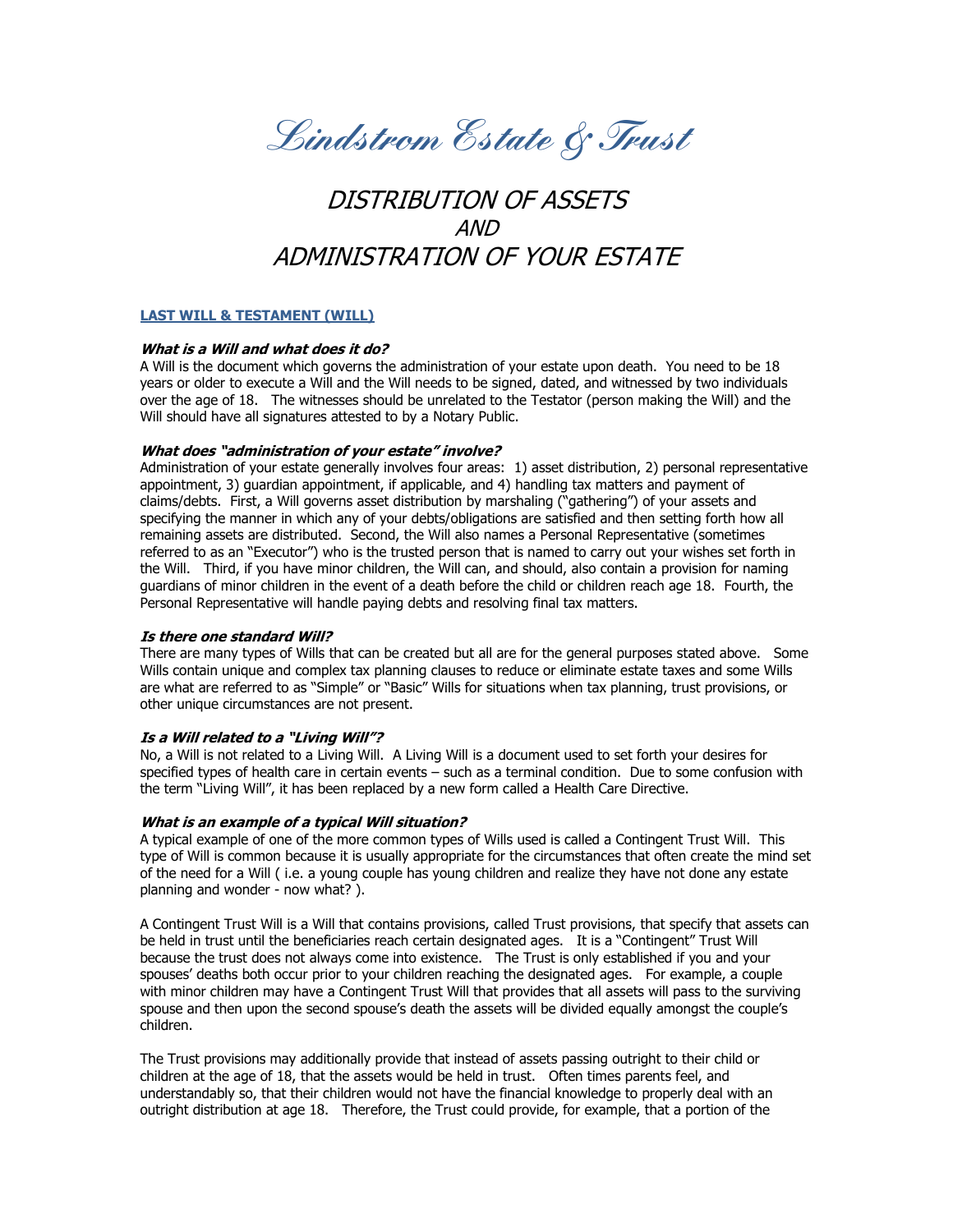# *Lindstrom Estate & Trust*

## *DISTRIBUTION OF ASSETS*
## *AND*
## *ADMINISTRATION OF YOUR ESTATE*

### LAST WILL & TESTAMENT (WILL)

***What is a Will and what does it do?***
A Will is the document which governs the administration of your estate upon death. You need to be 18 years or older to execute a Will and the Will needs to be signed, dated, and witnessed by two individuals over the age of 18. The witnesses should be unrelated to the Testator (person making the Will) and the Will should have all signatures attested to by a Notary Public.

***What does "administration of your estate" involve?***
Administration of your estate generally involves four areas: 1) asset distribution, 2) personal representative appointment, 3) guardian appointment, if applicable, and 4) handling tax matters and payment of claims/debts. First, a Will governs asset distribution by marshaling ("gathering") of your assets and specifying the manner in which any of your debts/obligations are satisfied and then setting forth how all remaining assets are distributed. Second, the Will also names a Personal Representative (sometimes referred to as an "Executor") who is the trusted person that is named to carry out your wishes set forth in the Will. Third, if you have minor children, the Will can, and should, also contain a provision for naming guardians of minor children in the event of a death before the child or children reach age 18. Fourth, the Personal Representative will handle paying debts and resolving final tax matters.

***Is there one standard Will?***
There are many types of Wills that can be created but all are for the general purposes stated above. Some Wills contain unique and complex tax planning clauses to reduce or eliminate estate taxes and some Wills are what are referred to as "Simple" or "Basic" Wills for situations when tax planning, trust provisions, or other unique circumstances are not present.

***Is a Will related to a "Living Will"?***
No, a Will is not related to a Living Will. A Living Will is a document used to set forth your desires for specified types of health care in certain events – such as a terminal condition. Due to some confusion with the term "Living Will", it has been replaced by a new form called a Health Care Directive.

***What is an example of a typical Will situation?***
A typical example of one of the more common types of Wills used is called a Contingent Trust Will. This type of Will is common because it is usually appropriate for the circumstances that often create the mind set of the need for a Will ( i.e. a young couple has young children and realize they have not done any estate planning and wonder - now what? ).

A Contingent Trust Will is a Will that contains provisions, called Trust provisions, that specify that assets can be held in trust until the beneficiaries reach certain designated ages. It is a "Contingent" Trust Will because the trust does not always come into existence. The Trust is only established if you and your spouses' deaths both occur prior to your children reaching the designated ages. For example, a couple with minor children may have a Contingent Trust Will that provides that all assets will pass to the surviving spouse and then upon the second spouse's death the assets will be divided equally amongst the couple's children.

The Trust provisions may additionally provide that instead of assets passing outright to their child or children at the age of 18, that the assets would be held in trust. Often times parents feel, and understandably so, that their children would not have the financial knowledge to properly deal with an outright distribution at age 18. Therefore, the Trust could provide, for example, that a portion of the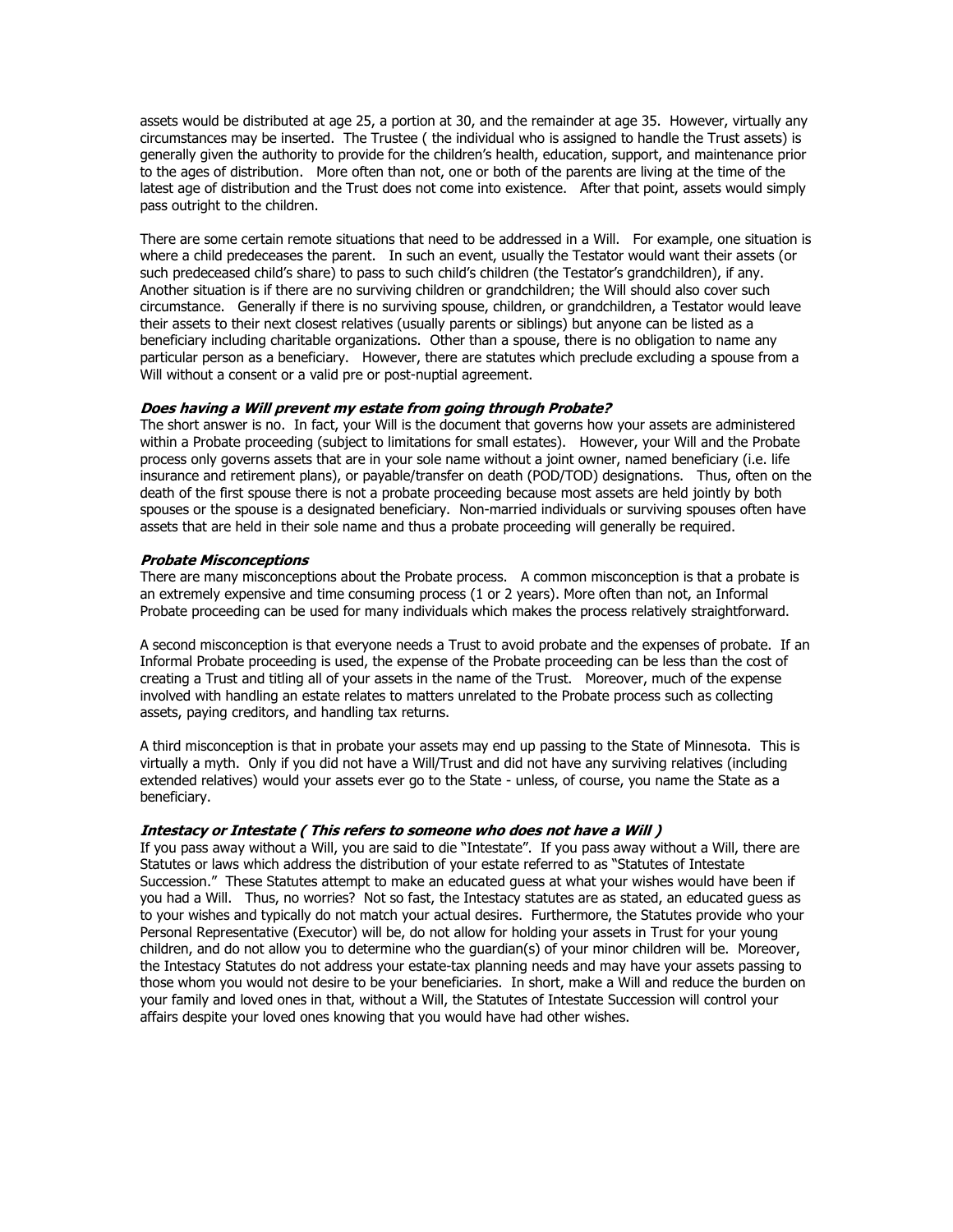assets would be distributed at age 25, a portion at 30, and the remainder at age 35. However, virtually any circumstances may be inserted. The Trustee ( the individual who is assigned to handle the Trust assets) is generally given the authority to provide for the children's health, education, support, and maintenance prior to the ages of distribution. More often than not, one or both of the parents are living at the time of the latest age of distribution and the Trust does not come into existence. After that point, assets would simply pass outright to the children.

There are some certain remote situations that need to be addressed in a Will. For example, one situation is where a child predeceases the parent. In such an event, usually the Testator would want their assets (or such predeceased child's share) to pass to such child's children (the Testator's grandchildren), if any. Another situation is if there are no surviving children or grandchildren; the Will should also cover such circumstance. Generally if there is no surviving spouse, children, or grandchildren, a Testator would leave their assets to their next closest relatives (usually parents or siblings) but anyone can be listed as a beneficiary including charitable organizations. Other than a spouse, there is no obligation to name any particular person as a beneficiary. However, there are statutes which preclude excluding a spouse from a Will without a consent or a valid pre or post-nuptial agreement.

***Does having a Will prevent my estate from going through Probate?***

The short answer is no. In fact, your Will is the document that governs how your assets are administered within a Probate proceeding (subject to limitations for small estates). However, your Will and the Probate process only governs assets that are in your sole name without a joint owner, named beneficiary (i.e. life insurance and retirement plans), or payable/transfer on death (POD/TOD) designations. Thus, often on the death of the first spouse there is not a probate proceeding because most assets are held jointly by both spouses or the spouse is a designated beneficiary. Non-married individuals or surviving spouses often have assets that are held in their sole name and thus a probate proceeding will generally be required.

***Probate Misconceptions***

There are many misconceptions about the Probate process. A common misconception is that a probate is an extremely expensive and time consuming process (1 or 2 years). More often than not, an Informal Probate proceeding can be used for many individuals which makes the process relatively straightforward.

A second misconception is that everyone needs a Trust to avoid probate and the expenses of probate. If an Informal Probate proceeding is used, the expense of the Probate proceeding can be less than the cost of creating a Trust and titling all of your assets in the name of the Trust. Moreover, much of the expense involved with handling an estate relates to matters unrelated to the Probate process such as collecting assets, paying creditors, and handling tax returns.

A third misconception is that in probate your assets may end up passing to the State of Minnesota. This is virtually a myth. Only if you did not have a Will/Trust and did not have any surviving relatives (including extended relatives) would your assets ever go to the State - unless, of course, you name the State as a beneficiary.

***Intestacy or Intestate ( This refers to someone who does not have a Will )***

If you pass away without a Will, you are said to die "Intestate". If you pass away without a Will, there are Statutes or laws which address the distribution of your estate referred to as "Statutes of Intestate Succession." These Statutes attempt to make an educated guess at what your wishes would have been if you had a Will. Thus, no worries? Not so fast, the Intestacy statutes are as stated, an educated guess as to your wishes and typically do not match your actual desires. Furthermore, the Statutes provide who your Personal Representative (Executor) will be, do not allow for holding your assets in Trust for your young children, and do not allow you to determine who the guardian(s) of your minor children will be. Moreover, the Intestacy Statutes do not address your estate-tax planning needs and may have your assets passing to those whom you would not desire to be your beneficiaries. In short, make a Will and reduce the burden on your family and loved ones in that, without a Will, the Statutes of Intestate Succession will control your affairs despite your loved ones knowing that you would have had other wishes.